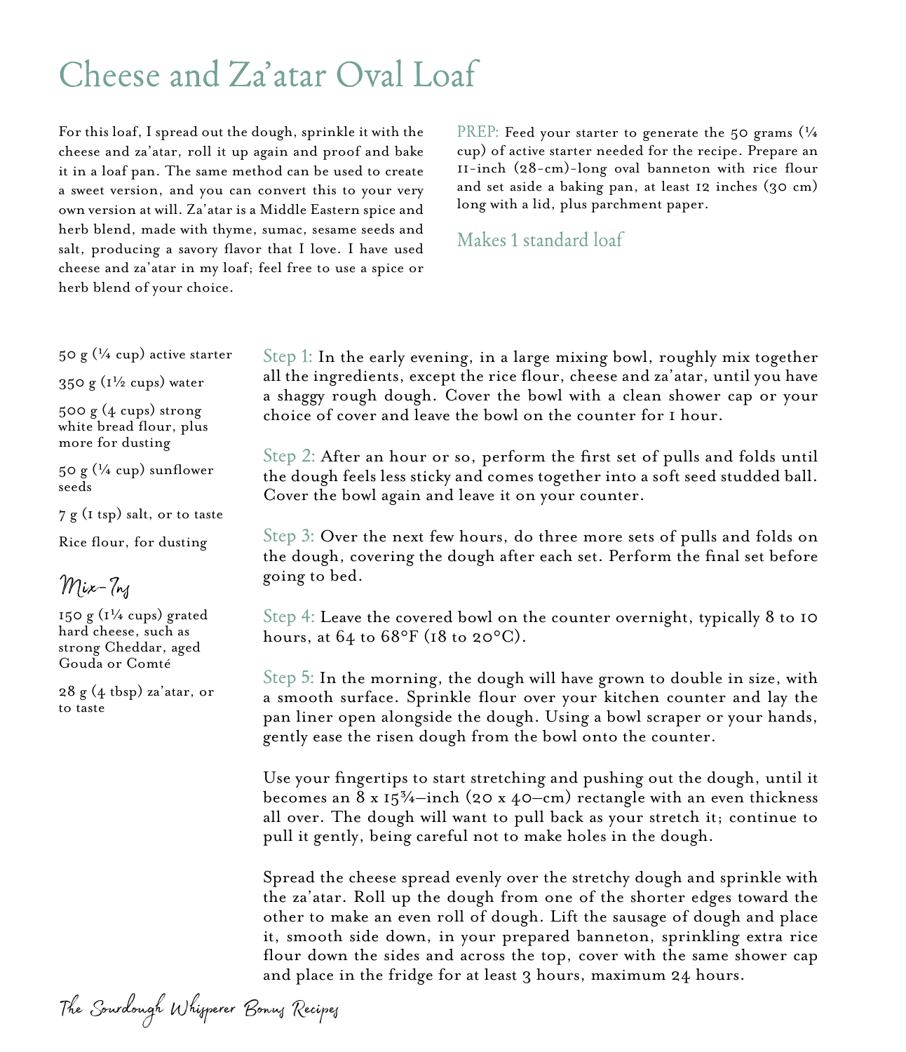# Cheese and Za'atar Oval Loaf

For this loaf, I spread out the dough, sprinkle it with the cheese and za'atar, roll it up again and proof and bake it in a loaf pan. The same method can be used to create a sweet version, and you can convert this to your very own version at will. Za'atar is a Middle Eastern spice and herb blend, made with thyme, sumac, sesame seeds and salt, producing a savory flavor that I love. I have used cheese and za'atar in my loaf; feel free to use a spice or herb blend of your choice.

PREP: Feed your starter to generate the 50 grams (¼ cup) of active starter needed for the recipe. Prepare an 11-inch (28-cm)-long oval banneton with rice flour and set aside a baking pan, at least 12 inches (30 cm) long with a lid, plus parchment paper.

## Makes 1 standard loaf

50 g (¼ cup) active starter

350 g (1½ cups) water

500 g (4 cups) strong white bread flour, plus more for dusting

50 g (¼ cup) sunflower seeds

7 g (1 tsp) salt, or to taste

Rice flour, for dusting

### Mix-Ins

150 g (1¼ cups) grated hard cheese, such as strong Cheddar, aged Gouda or Comté

28 g (4 tbsp) za'atar, or to taste

Step 1: In the early evening, in a large mixing bowl, roughly mix together all the ingredients, except the rice flour, cheese and za'atar, until you have a shaggy rough dough. Cover the bowl with a clean shower cap or your choice of cover and leave the bowl on the counter for 1 hour.

Step 2: After an hour or so, perform the first set of pulls and folds until the dough feels less sticky and comes together into a soft seed studded ball. Cover the bowl again and leave it on your counter.

Step 3: Over the next few hours, do three more sets of pulls and folds on the dough, covering the dough after each set. Perform the final set before going to bed.

Step 4: Leave the covered bowl on the counter overnight, typically 8 to 10 hours, at 64 to 68°F (18 to 20°C).

Step 5: In the morning, the dough will have grown to double in size, with a smooth surface. Sprinkle flour over your kitchen counter and lay the pan liner open alongside the dough. Using a bowl scraper or your hands, gently ease the risen dough from the bowl onto the counter.

Use your fingertips to start stretching and pushing out the dough, until it becomes an 8 x 15¾–inch (20 x 40–cm) rectangle with an even thickness all over. The dough will want to pull back as your stretch it; continue to pull it gently, being careful not to make holes in the dough.

Spread the cheese spread evenly over the stretchy dough and sprinkle with the za'atar. Roll up the dough from one of the shorter edges toward the other to make an even roll of dough. Lift the sausage of dough and place it, smooth side down, in your prepared banneton, sprinkling extra rice flour down the sides and across the top, cover with the same shower cap and place in the fridge for at least 3 hours, maximum 24 hours.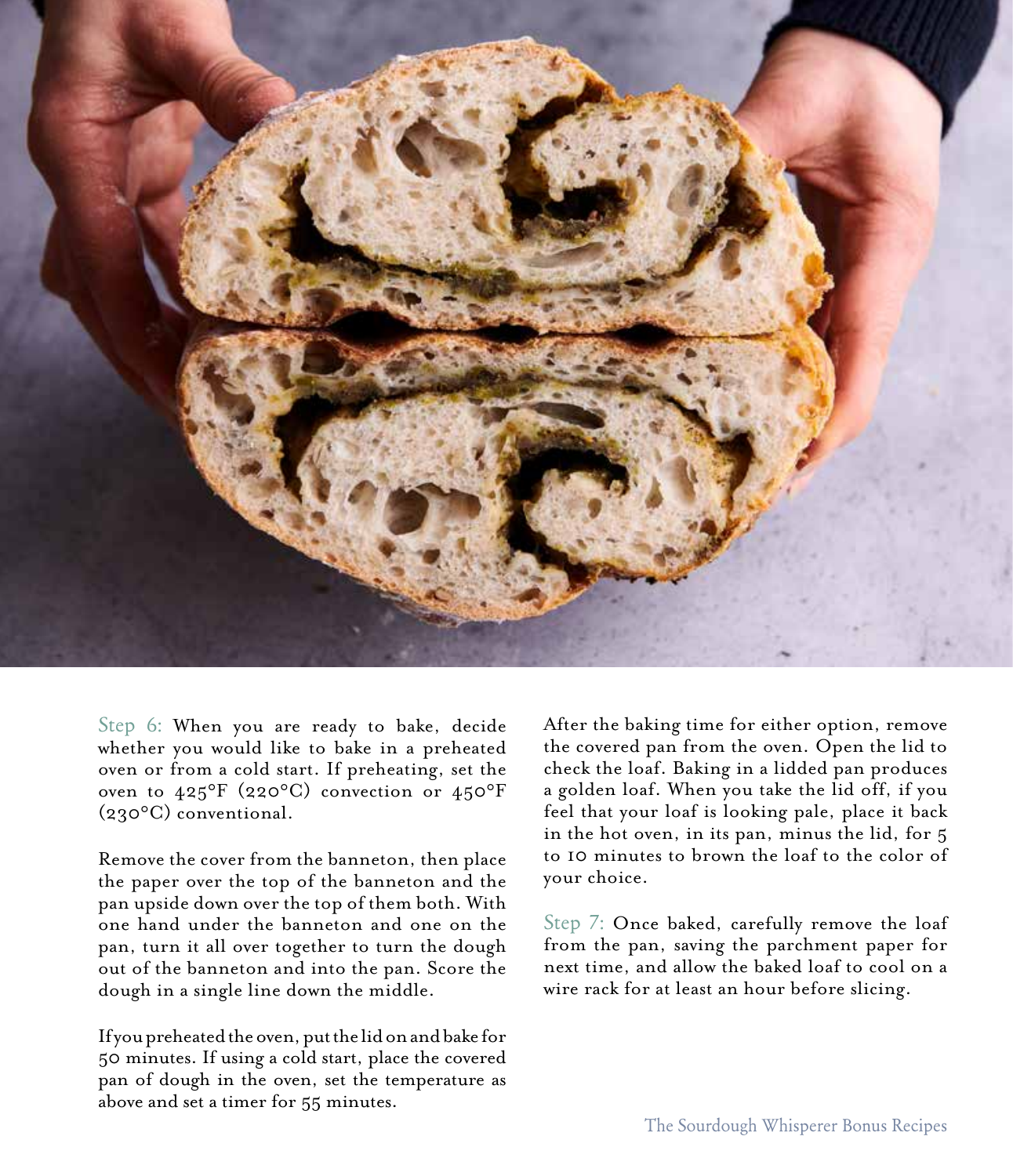Step 6: When you are ready to bake, decide whether you would like to bake in a preheated oven or from a cold start. If preheating, set the oven to 425°F (220°C) convection or 450°F (230°C) conventional.

Remove the cover from the banneton, then place the paper over the top of the banneton and the pan upside down over the top of them both. With one hand under the banneton and one on the pan, turn it all over together to turn the dough out of the banneton and into the pan. Score the dough in a single line down the middle.

If you preheated the oven, put the lid on and bake for 50 minutes. If using a cold start, place the covered pan of dough in the oven, set the temperature as above and set a timer for 55 minutes.

After the baking time for either option, remove the covered pan from the oven. Open the lid to check the loaf. Baking in a lidded pan produces a golden loaf. When you take the lid off, if you feel that your loaf is looking pale, place it back in the hot oven, in its pan, minus the lid, for 5 to 10 minutes to brown the loaf to the color of your choice.

Step 7: Once baked, carefully remove the loaf from the pan, saving the parchment paper for next time, and allow the baked loaf to cool on a wire rack for at least an hour before slicing.